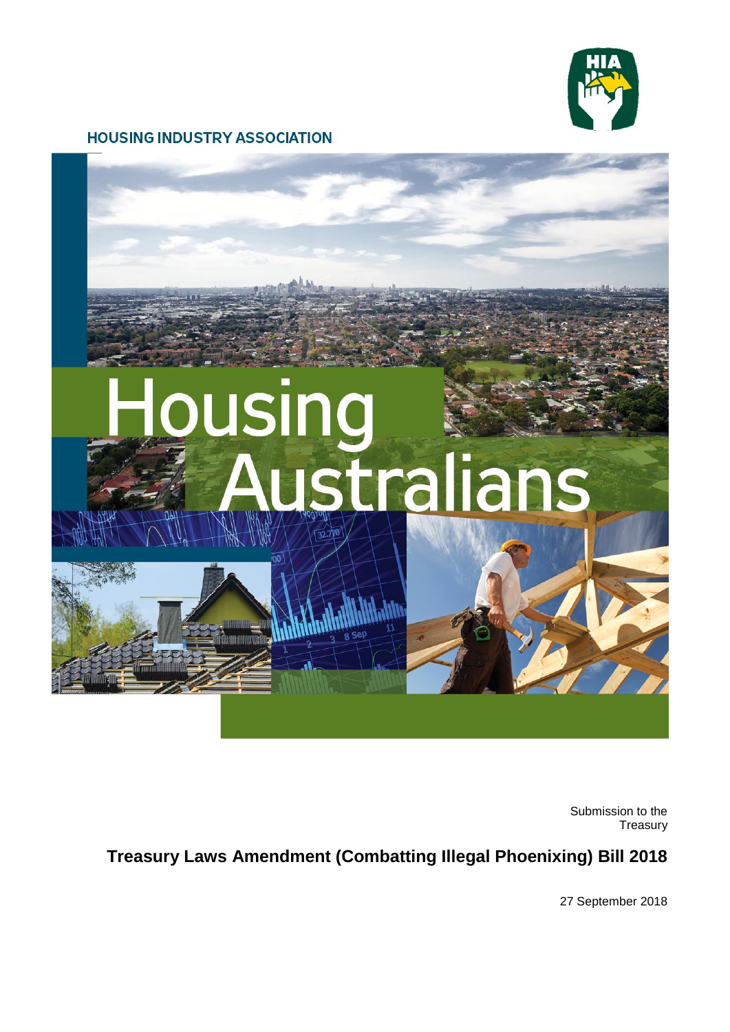HOUSING INDUSTRY ASSOCIATION

# Housing Australians

Submission to the Treasury

**Treasury Laws Amendment (Combatting Illegal Phoenixing) Bill 2018**

27 September 2018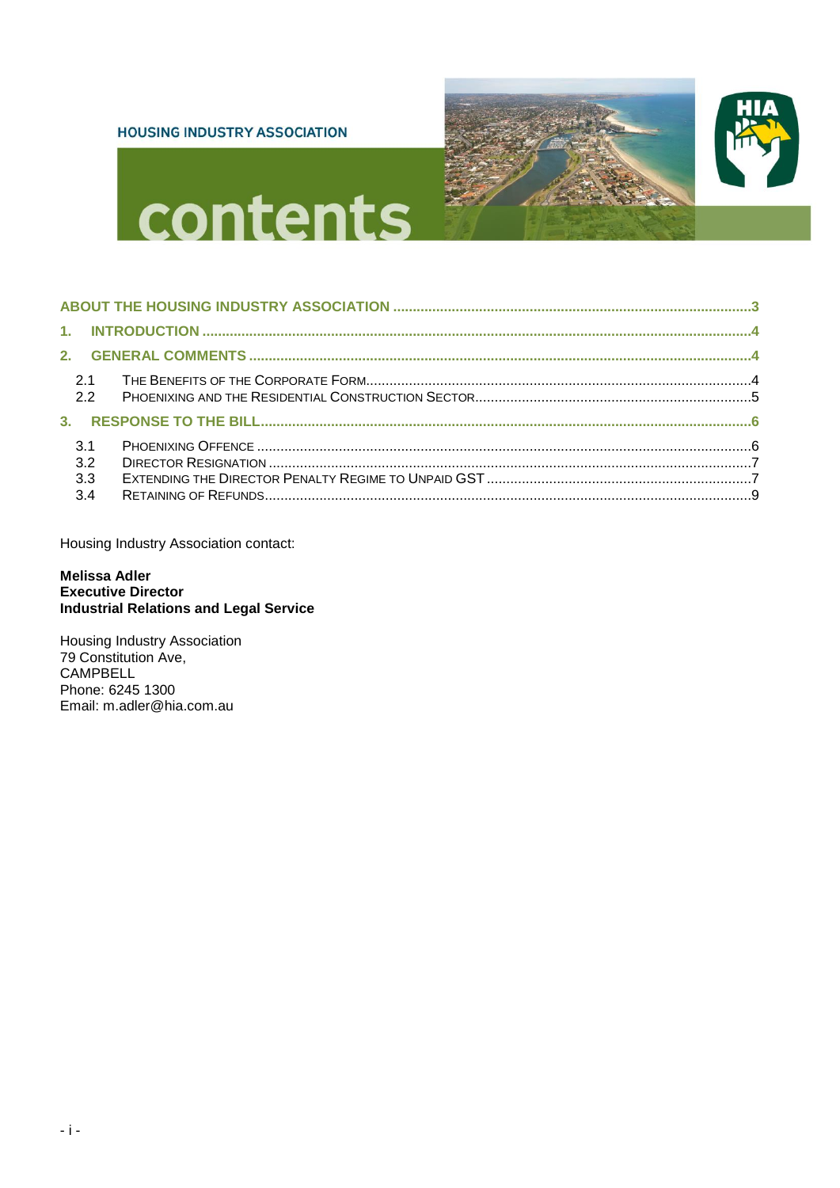HOUSING INDUSTRY ASSOCIATION

# contents

ABOUT THE HOUSING INDUSTRY ASSOCIATION ....................................................................................3

1. INTRODUCTION ....................................................................................................................................4

2. GENERAL COMMENTS ........................................................................................................................4

- 2.1 THE BENEFITS OF THE CORPORATE FORM.............................................................................................4
- 2.2 PHOENIXING AND THE RESIDENTIAL CONSTRUCTION SECTOR....................................................................5

3. RESPONSE TO THE BILL.....................................................................................................................6

- 3.1 PHOENIXING OFFENCE ........................................................................................................................6
- 3.2 DIRECTOR RESIGNATION .....................................................................................................................7
- 3.3 EXTENDING THE DIRECTOR PENALTY REGIME TO UNPAID GST ..................................................................7
- 3.4 RETAINING OF REFUNDS.......................................................................................................................9

Housing Industry Association contact:

**Melissa Adler**
**Executive Director**
**Industrial Relations and Legal Service**

Housing Industry Association
79 Constitution Ave,
CAMPBELL
Phone: 6245 1300
Email: m.adler@hia.com.au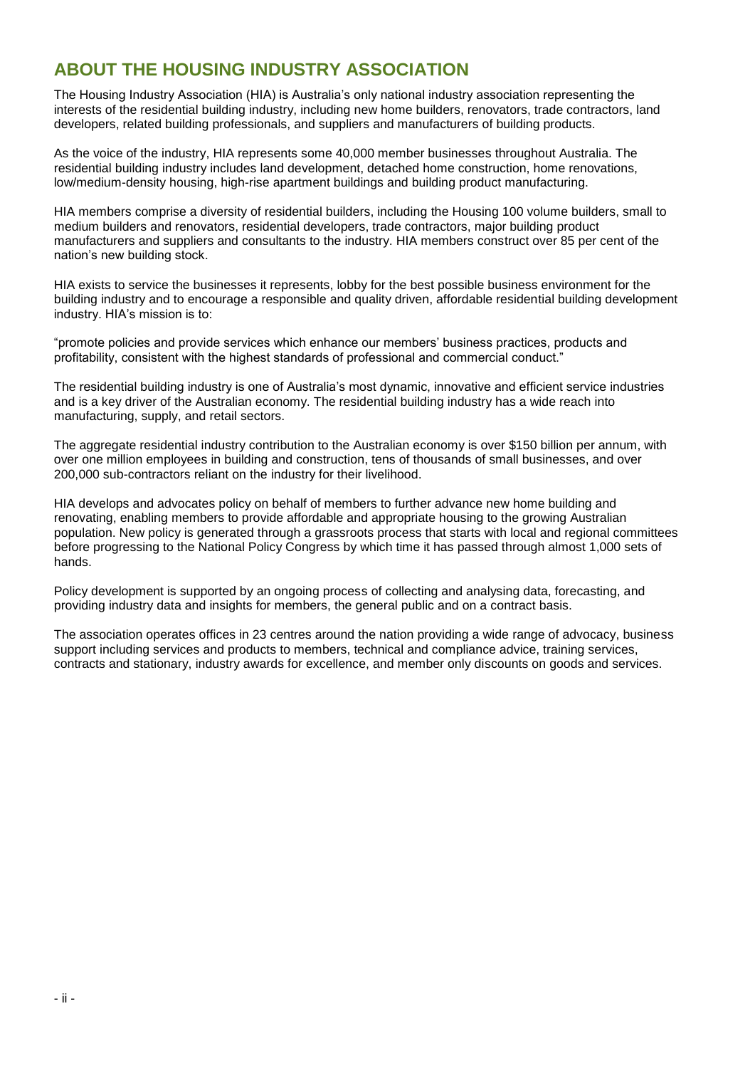## ABOUT THE HOUSING INDUSTRY ASSOCIATION

The Housing Industry Association (HIA) is Australia's only national industry association representing the interests of the residential building industry, including new home builders, renovators, trade contractors, land developers, related building professionals, and suppliers and manufacturers of building products.

As the voice of the industry, HIA represents some 40,000 member businesses throughout Australia. The residential building industry includes land development, detached home construction, home renovations, low/medium-density housing, high-rise apartment buildings and building product manufacturing.

HIA members comprise a diversity of residential builders, including the Housing 100 volume builders, small to medium builders and renovators, residential developers, trade contractors, major building product manufacturers and suppliers and consultants to the industry. HIA members construct over 85 per cent of the nation's new building stock.

HIA exists to service the businesses it represents, lobby for the best possible business environment for the building industry and to encourage a responsible and quality driven, affordable residential building development industry. HIA's mission is to:

"promote policies and provide services which enhance our members' business practices, products and profitability, consistent with the highest standards of professional and commercial conduct."

The residential building industry is one of Australia's most dynamic, innovative and efficient service industries and is a key driver of the Australian economy. The residential building industry has a wide reach into manufacturing, supply, and retail sectors.

The aggregate residential industry contribution to the Australian economy is over $150 billion per annum, with over one million employees in building and construction, tens of thousands of small businesses, and over 200,000 sub-contractors reliant on the industry for their livelihood.

HIA develops and advocates policy on behalf of members to further advance new home building and renovating, enabling members to provide affordable and appropriate housing to the growing Australian population. New policy is generated through a grassroots process that starts with local and regional committees before progressing to the National Policy Congress by which time it has passed through almost 1,000 sets of hands.

Policy development is supported by an ongoing process of collecting and analysing data, forecasting, and providing industry data and insights for members, the general public and on a contract basis.

The association operates offices in 23 centres around the nation providing a wide range of advocacy, business support including services and products to members, technical and compliance advice, training services, contracts and stationary, industry awards for excellence, and member only discounts on goods and services.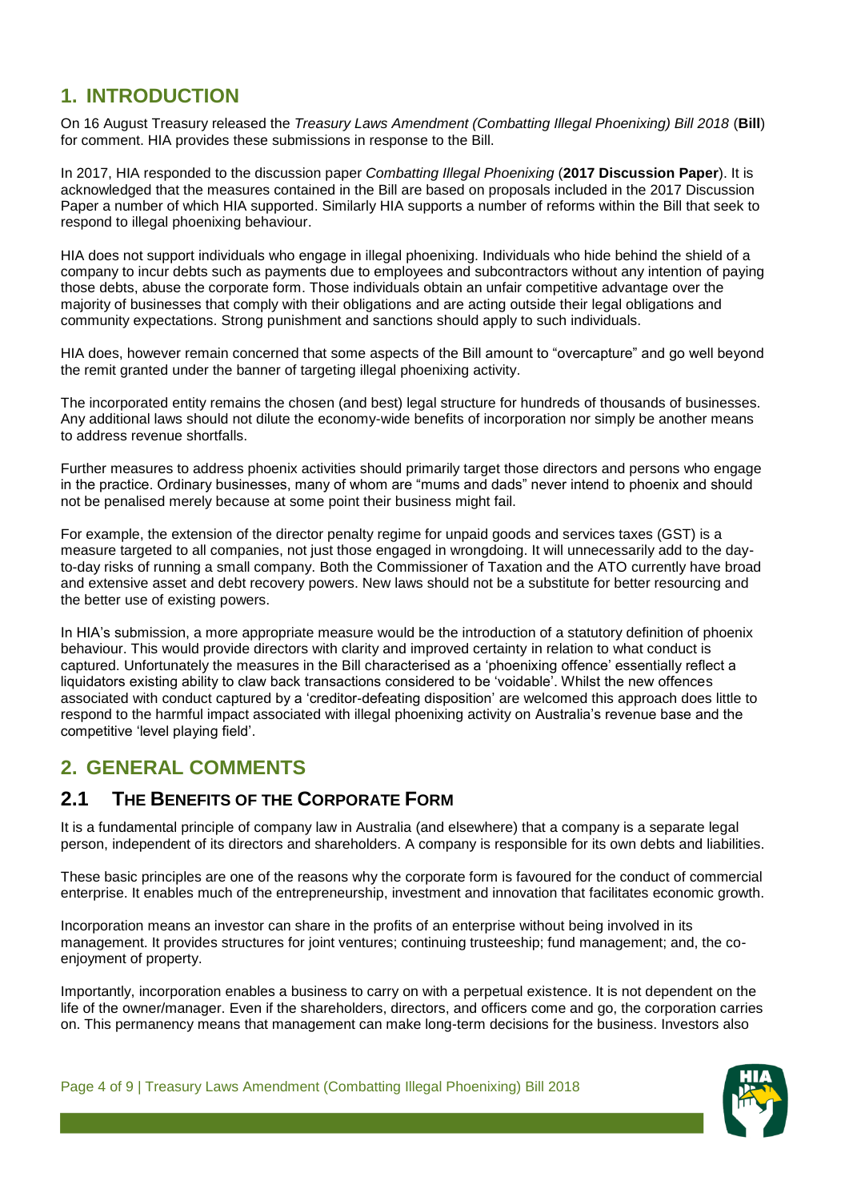# 1. INTRODUCTION

On 16 August Treasury released the *Treasury Laws Amendment (Combatting Illegal Phoenixing) Bill 2018* (**Bill**) for comment. HIA provides these submissions in response to the Bill.

In 2017, HIA responded to the discussion paper *Combatting Illegal Phoenixing* (**2017 Discussion Paper**). It is acknowledged that the measures contained in the Bill are based on proposals included in the 2017 Discussion Paper a number of which HIA supported. Similarly HIA supports a number of reforms within the Bill that seek to respond to illegal phoenixing behaviour.

HIA does not support individuals who engage in illegal phoenixing. Individuals who hide behind the shield of a company to incur debts such as payments due to employees and subcontractors without any intention of paying those debts, abuse the corporate form. Those individuals obtain an unfair competitive advantage over the majority of businesses that comply with their obligations and are acting outside their legal obligations and community expectations. Strong punishment and sanctions should apply to such individuals.

HIA does, however remain concerned that some aspects of the Bill amount to "overcapture" and go well beyond the remit granted under the banner of targeting illegal phoenixing activity.

The incorporated entity remains the chosen (and best) legal structure for hundreds of thousands of businesses. Any additional laws should not dilute the economy-wide benefits of incorporation nor simply be another means to address revenue shortfalls.

Further measures to address phoenix activities should primarily target those directors and persons who engage in the practice. Ordinary businesses, many of whom are "mums and dads" never intend to phoenix and should not be penalised merely because at some point their business might fail.

For example, the extension of the director penalty regime for unpaid goods and services taxes (GST) is a measure targeted to all companies, not just those engaged in wrongdoing. It will unnecessarily add to the day-to-day risks of running a small company. Both the Commissioner of Taxation and the ATO currently have broad and extensive asset and debt recovery powers. New laws should not be a substitute for better resourcing and the better use of existing powers.

In HIA's submission, a more appropriate measure would be the introduction of a statutory definition of phoenix behaviour. This would provide directors with clarity and improved certainty in relation to what conduct is captured. Unfortunately the measures in the Bill characterised as a 'phoenixing offence' essentially reflect a liquidators existing ability to claw back transactions considered to be 'voidable'. Whilst the new offences associated with conduct captured by a 'creditor-defeating disposition' are welcomed this approach does little to respond to the harmful impact associated with illegal phoenixing activity on Australia's revenue base and the competitive 'level playing field'.

# 2. GENERAL COMMENTS

## 2.1 THE BENEFITS OF THE CORPORATE FORM

It is a fundamental principle of company law in Australia (and elsewhere) that a company is a separate legal person, independent of its directors and shareholders. A company is responsible for its own debts and liabilities.

These basic principles are one of the reasons why the corporate form is favoured for the conduct of commercial enterprise. It enables much of the entrepreneurship, investment and innovation that facilitates economic growth.

Incorporation means an investor can share in the profits of an enterprise without being involved in its management. It provides structures for joint ventures; continuing trusteeship; fund management; and, the co-enjoyment of property.

Importantly, incorporation enables a business to carry on with a perpetual existence. It is not dependent on the life of the owner/manager. Even if the shareholders, directors, and officers come and go, the corporation carries on. This permanency means that management can make long-term decisions for the business. Investors also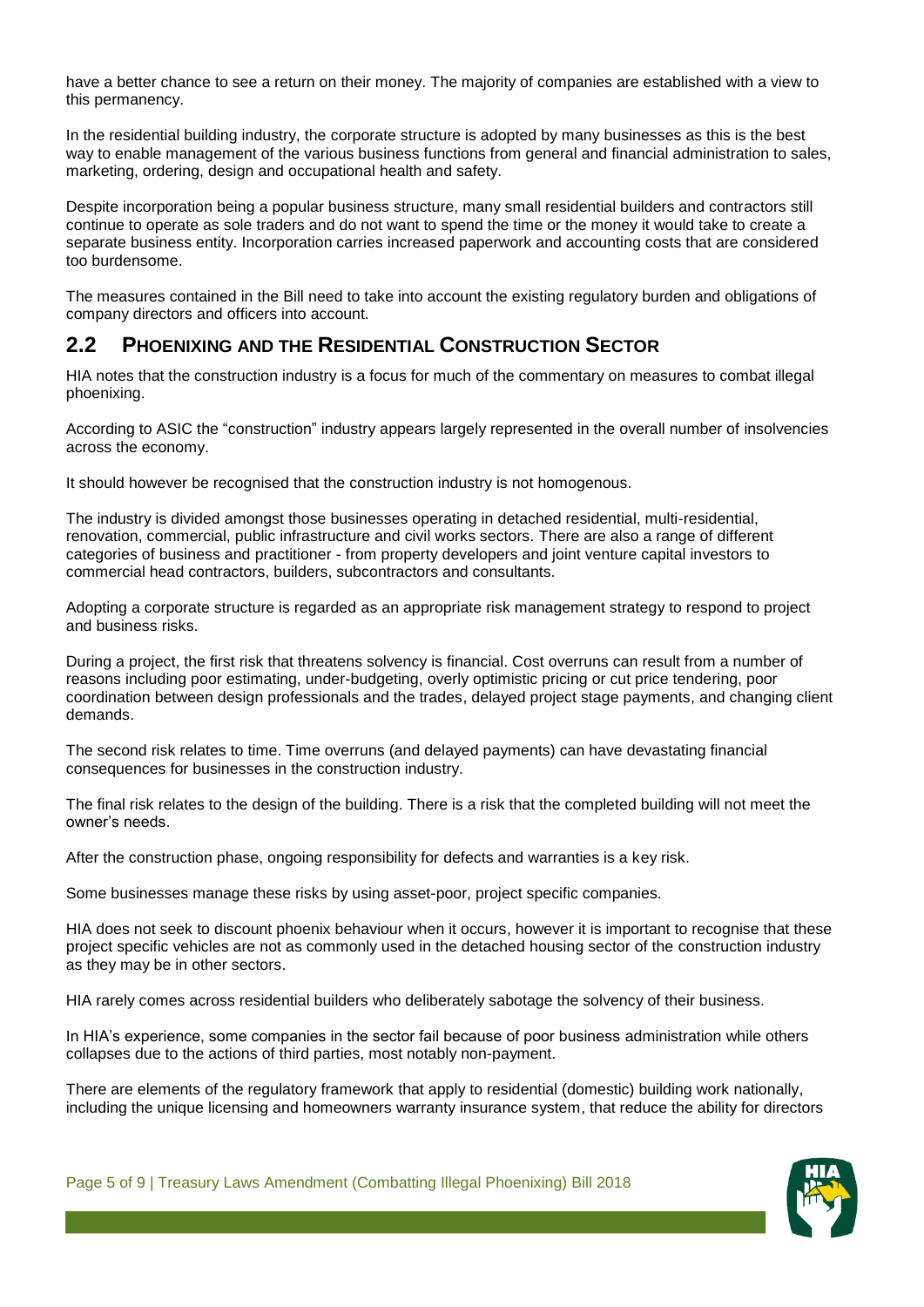have a better chance to see a return on their money. The majority of companies are established with a view to this permanency.

In the residential building industry, the corporate structure is adopted by many businesses as this is the best way to enable management of the various business functions from general and financial administration to sales, marketing, ordering, design and occupational health and safety.

Despite incorporation being a popular business structure, many small residential builders and contractors still continue to operate as sole traders and do not want to spend the time or the money it would take to create a separate business entity. Incorporation carries increased paperwork and accounting costs that are considered too burdensome.

The measures contained in the Bill need to take into account the existing regulatory burden and obligations of company directors and officers into account.

## 2.2 Phoenixing and the Residential Construction Sector

HIA notes that the construction industry is a focus for much of the commentary on measures to combat illegal phoenixing.

According to ASIC the "construction" industry appears largely represented in the overall number of insolvencies across the economy.

It should however be recognised that the construction industry is not homogenous.

The industry is divided amongst those businesses operating in detached residential, multi-residential, renovation, commercial, public infrastructure and civil works sectors. There are also a range of different categories of business and practitioner - from property developers and joint venture capital investors to commercial head contractors, builders, subcontractors and consultants.

Adopting a corporate structure is regarded as an appropriate risk management strategy to respond to project and business risks.

During a project, the first risk that threatens solvency is financial. Cost overruns can result from a number of reasons including poor estimating, under-budgeting, overly optimistic pricing or cut price tendering, poor coordination between design professionals and the trades, delayed project stage payments, and changing client demands.

The second risk relates to time. Time overruns (and delayed payments) can have devastating financial consequences for businesses in the construction industry.

The final risk relates to the design of the building. There is a risk that the completed building will not meet the owner's needs.

After the construction phase, ongoing responsibility for defects and warranties is a key risk.

Some businesses manage these risks by using asset-poor, project specific companies.

HIA does not seek to discount phoenix behaviour when it occurs, however it is important to recognise that these project specific vehicles are not as commonly used in the detached housing sector of the construction industry as they may be in other sectors.

HIA rarely comes across residential builders who deliberately sabotage the solvency of their business.

In HIA's experience, some companies in the sector fail because of poor business administration while others collapses due to the actions of third parties, most notably non-payment.

There are elements of the regulatory framework that apply to residential (domestic) building work nationally, including the unique licensing and homeowners warranty insurance system, that reduce the ability for directors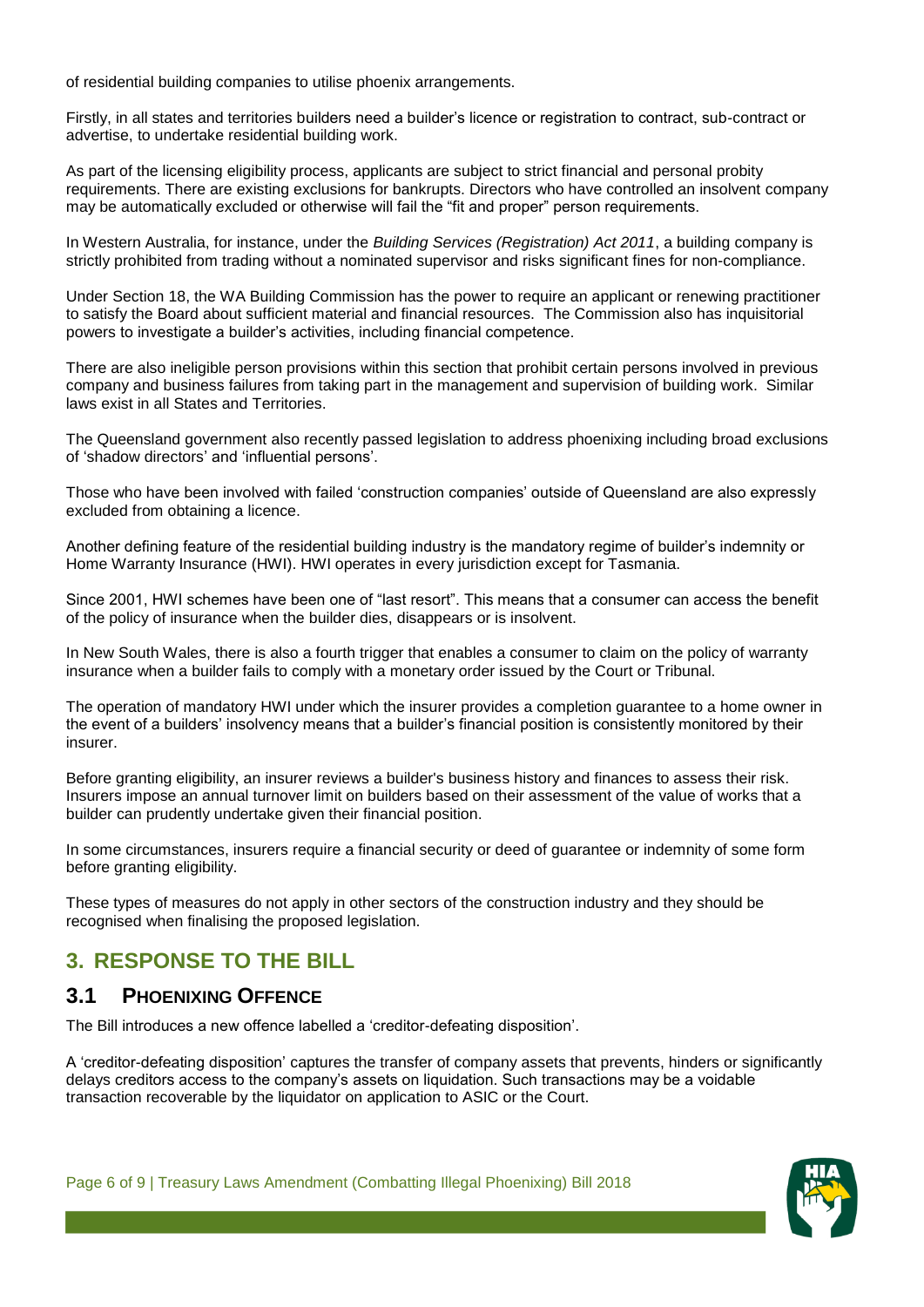of residential building companies to utilise phoenix arrangements.

Firstly, in all states and territories builders need a builder's licence or registration to contract, sub-contract or advertise, to undertake residential building work.

As part of the licensing eligibility process, applicants are subject to strict financial and personal probity requirements. There are existing exclusions for bankrupts. Directors who have controlled an insolvent company may be automatically excluded or otherwise will fail the "fit and proper" person requirements.

In Western Australia, for instance, under the *Building Services (Registration) Act 2011*, a building company is strictly prohibited from trading without a nominated supervisor and risks significant fines for non-compliance.

Under Section 18, the WA Building Commission has the power to require an applicant or renewing practitioner to satisfy the Board about sufficient material and financial resources. The Commission also has inquisitorial powers to investigate a builder's activities, including financial competence.

There are also ineligible person provisions within this section that prohibit certain persons involved in previous company and business failures from taking part in the management and supervision of building work. Similar laws exist in all States and Territories.

The Queensland government also recently passed legislation to address phoenixing including broad exclusions of 'shadow directors' and 'influential persons'.

Those who have been involved with failed 'construction companies' outside of Queensland are also expressly excluded from obtaining a licence.

Another defining feature of the residential building industry is the mandatory regime of builder's indemnity or Home Warranty Insurance (HWI). HWI operates in every jurisdiction except for Tasmania.

Since 2001, HWI schemes have been one of "last resort". This means that a consumer can access the benefit of the policy of insurance when the builder dies, disappears or is insolvent.

In New South Wales, there is also a fourth trigger that enables a consumer to claim on the policy of warranty insurance when a builder fails to comply with a monetary order issued by the Court or Tribunal.

The operation of mandatory HWI under which the insurer provides a completion guarantee to a home owner in the event of a builders' insolvency means that a builder's financial position is consistently monitored by their insurer.

Before granting eligibility, an insurer reviews a builder's business history and finances to assess their risk. Insurers impose an annual turnover limit on builders based on their assessment of the value of works that a builder can prudently undertake given their financial position.

In some circumstances, insurers require a financial security or deed of guarantee or indemnity of some form before granting eligibility.

These types of measures do not apply in other sectors of the construction industry and they should be recognised when finalising the proposed legislation.

## 3. RESPONSE TO THE BILL

### 3.1 PHOENIXING OFFENCE

The Bill introduces a new offence labelled a 'creditor-defeating disposition'.

A 'creditor-defeating disposition' captures the transfer of company assets that prevents, hinders or significantly delays creditors access to the company's assets on liquidation. Such transactions may be a voidable transaction recoverable by the liquidator on application to ASIC or the Court.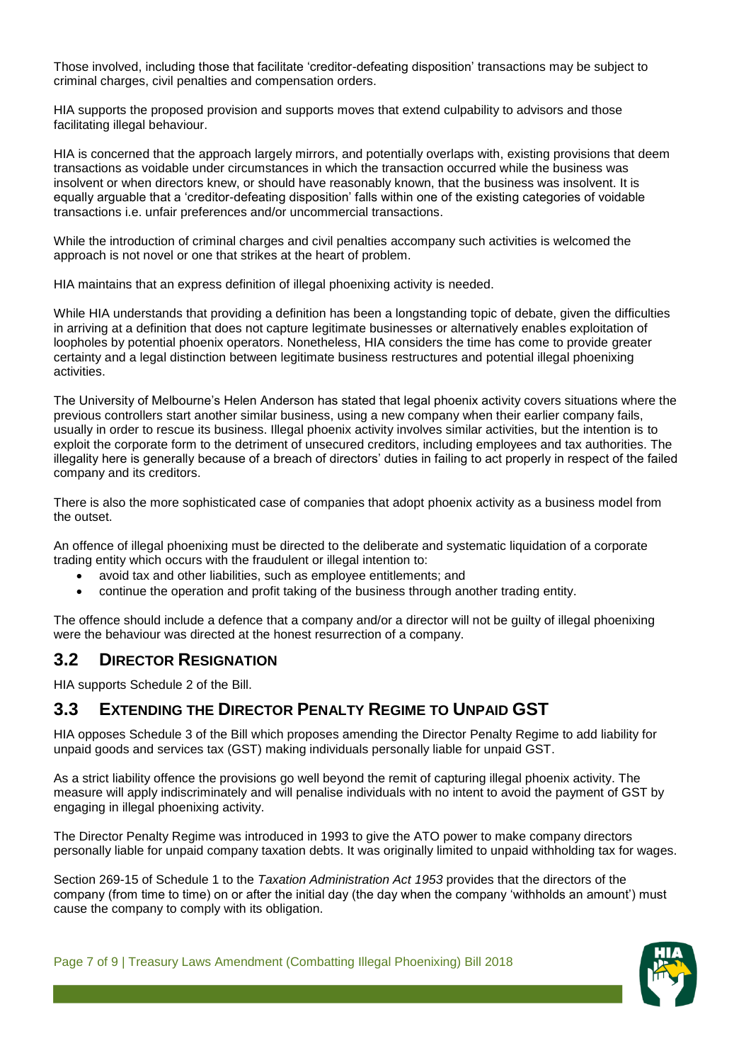Those involved, including those that facilitate 'creditor-defeating disposition' transactions may be subject to criminal charges, civil penalties and compensation orders.

HIA supports the proposed provision and supports moves that extend culpability to advisors and those facilitating illegal behaviour.

HIA is concerned that the approach largely mirrors, and potentially overlaps with, existing provisions that deem transactions as voidable under circumstances in which the transaction occurred while the business was insolvent or when directors knew, or should have reasonably known, that the business was insolvent. It is equally arguable that a 'creditor-defeating disposition' falls within one of the existing categories of voidable transactions i.e. unfair preferences and/or uncommercial transactions.

While the introduction of criminal charges and civil penalties accompany such activities is welcomed the approach is not novel or one that strikes at the heart of problem.

HIA maintains that an express definition of illegal phoenixing activity is needed.

While HIA understands that providing a definition has been a longstanding topic of debate, given the difficulties in arriving at a definition that does not capture legitimate businesses or alternatively enables exploitation of loopholes by potential phoenix operators. Nonetheless, HIA considers the time has come to provide greater certainty and a legal distinction between legitimate business restructures and potential illegal phoenixing activities.

The University of Melbourne's Helen Anderson has stated that legal phoenix activity covers situations where the previous controllers start another similar business, using a new company when their earlier company fails, usually in order to rescue its business. Illegal phoenix activity involves similar activities, but the intention is to exploit the corporate form to the detriment of unsecured creditors, including employees and tax authorities. The illegality here is generally because of a breach of directors' duties in failing to act properly in respect of the failed company and its creditors.

There is also the more sophisticated case of companies that adopt phoenix activity as a business model from the outset.

An offence of illegal phoenixing must be directed to the deliberate and systematic liquidation of a corporate trading entity which occurs with the fraudulent or illegal intention to:

- avoid tax and other liabilities, such as employee entitlements; and
- continue the operation and profit taking of the business through another trading entity.

The offence should include a defence that a company and/or a director will not be guilty of illegal phoenixing were the behaviour was directed at the honest resurrection of a company.

## 3.2 Director Resignation

HIA supports Schedule 2 of the Bill.

## 3.3 Extending the Director Penalty Regime to Unpaid GST

HIA opposes Schedule 3 of the Bill which proposes amending the Director Penalty Regime to add liability for unpaid goods and services tax (GST) making individuals personally liable for unpaid GST.

As a strict liability offence the provisions go well beyond the remit of capturing illegal phoenix activity. The measure will apply indiscriminately and will penalise individuals with no intent to avoid the payment of GST by engaging in illegal phoenixing activity.

The Director Penalty Regime was introduced in 1993 to give the ATO power to make company directors personally liable for unpaid company taxation debts. It was originally limited to unpaid withholding tax for wages.

Section 269-15 of Schedule 1 to the *Taxation Administration Act 1953* provides that the directors of the company (from time to time) on or after the initial day (the day when the company 'withholds an amount') must cause the company to comply with its obligation.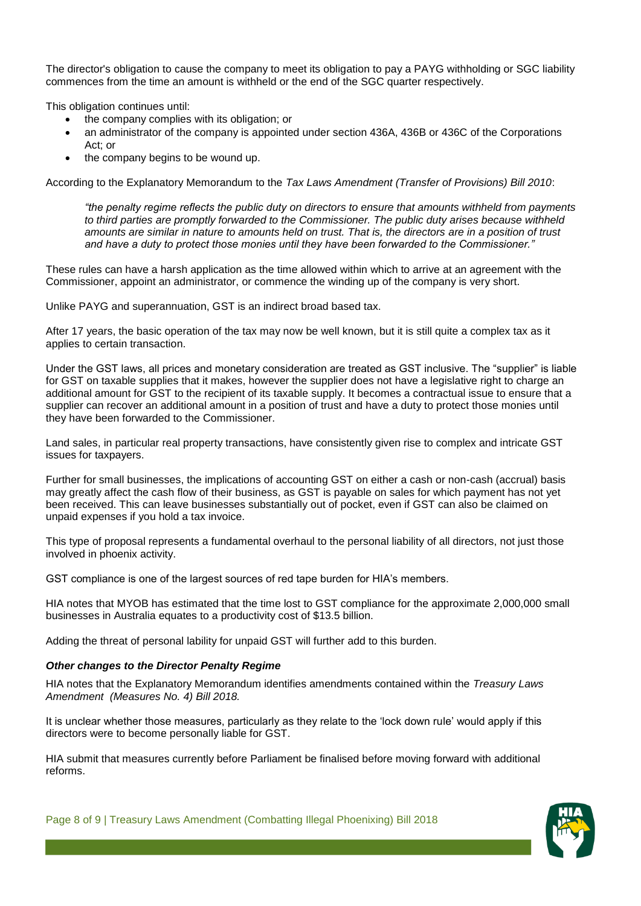The director's obligation to cause the company to meet its obligation to pay a PAYG withholding or SGC liability commences from the time an amount is withheld or the end of the SGC quarter respectively.

This obligation continues until:

- the company complies with its obligation; or
- an administrator of the company is appointed under section 436A, 436B or 436C of the Corporations Act; or
- the company begins to be wound up.

According to the Explanatory Memorandum to the *Tax Laws Amendment (Transfer of Provisions) Bill 2010*:

> *"the penalty regime reflects the public duty on directors to ensure that amounts withheld from payments to third parties are promptly forwarded to the Commissioner. The public duty arises because withheld amounts are similar in nature to amounts held on trust. That is, the directors are in a position of trust and have a duty to protect those monies until they have been forwarded to the Commissioner."*

These rules can have a harsh application as the time allowed within which to arrive at an agreement with the Commissioner, appoint an administrator, or commence the winding up of the company is very short.

Unlike PAYG and superannuation, GST is an indirect broad based tax.

After 17 years, the basic operation of the tax may now be well known, but it is still quite a complex tax as it applies to certain transaction.

Under the GST laws, all prices and monetary consideration are treated as GST inclusive. The "supplier" is liable for GST on taxable supplies that it makes, however the supplier does not have a legislative right to charge an additional amount for GST to the recipient of its taxable supply. It becomes a contractual issue to ensure that a supplier can recover an additional amount in a position of trust and have a duty to protect those monies until they have been forwarded to the Commissioner.

Land sales, in particular real property transactions, have consistently given rise to complex and intricate GST issues for taxpayers.

Further for small businesses, the implications of accounting GST on either a cash or non-cash (accrual) basis may greatly affect the cash flow of their business, as GST is payable on sales for which payment has not yet been received. This can leave businesses substantially out of pocket, even if GST can also be claimed on unpaid expenses if you hold a tax invoice.

This type of proposal represents a fundamental overhaul to the personal liability of all directors, not just those involved in phoenix activity.

GST compliance is one of the largest sources of red tape burden for HIA's members.

HIA notes that MYOB has estimated that the time lost to GST compliance for the approximate 2,000,000 small businesses in Australia equates to a productivity cost of $13.5 billion.

Adding the threat of personal lability for unpaid GST will further add to this burden.

***Other changes to the Director Penalty Regime***

HIA notes that the Explanatory Memorandum identifies amendments contained within the *Treasury Laws Amendment (Measures No. 4) Bill 2018.*

It is unclear whether those measures, particularly as they relate to the 'lock down rule' would apply if this directors were to become personally liable for GST.

HIA submit that measures currently before Parliament be finalised before moving forward with additional reforms.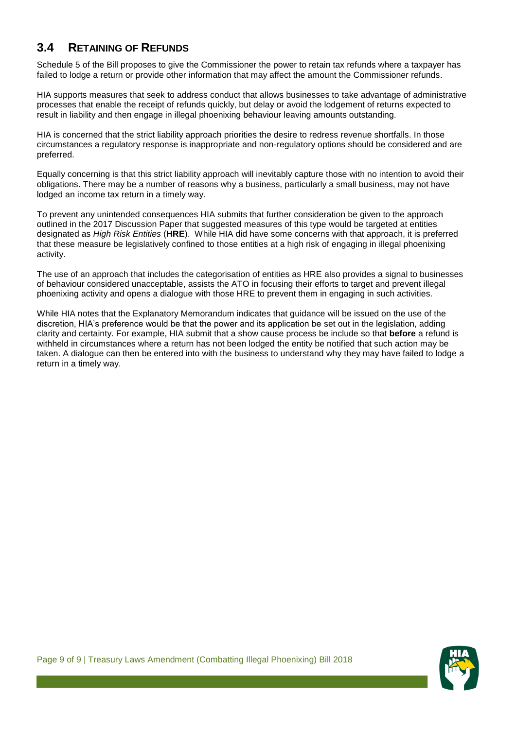## 3.4 RETAINING OF REFUNDS

Schedule 5 of the Bill proposes to give the Commissioner the power to retain tax refunds where a taxpayer has failed to lodge a return or provide other information that may affect the amount the Commissioner refunds.

HIA supports measures that seek to address conduct that allows businesses to take advantage of administrative processes that enable the receipt of refunds quickly, but delay or avoid the lodgement of returns expected to result in liability and then engage in illegal phoenixing behaviour leaving amounts outstanding.

HIA is concerned that the strict liability approach priorities the desire to redress revenue shortfalls. In those circumstances a regulatory response is inappropriate and non-regulatory options should be considered and are preferred.

Equally concerning is that this strict liability approach will inevitably capture those with no intention to avoid their obligations. There may be a number of reasons why a business, particularly a small business, may not have lodged an income tax return in a timely way.

To prevent any unintended consequences HIA submits that further consideration be given to the approach outlined in the 2017 Discussion Paper that suggested measures of this type would be targeted at entities designated as *High Risk Entities* (**HRE**). While HIA did have some concerns with that approach, it is preferred that these measure be legislatively confined to those entities at a high risk of engaging in illegal phoenixing activity.

The use of an approach that includes the categorisation of entities as HRE also provides a signal to businesses of behaviour considered unacceptable, assists the ATO in focusing their efforts to target and prevent illegal phoenixing activity and opens a dialogue with those HRE to prevent them in engaging in such activities.

While HIA notes that the Explanatory Memorandum indicates that guidance will be issued on the use of the discretion, HIA's preference would be that the power and its application be set out in the legislation, adding clarity and certainty. For example, HIA submit that a show cause process be include so that **before** a refund is withheld in circumstances where a return has not been lodged the entity be notified that such action may be taken. A dialogue can then be entered into with the business to understand why they may have failed to lodge a return in a timely way.